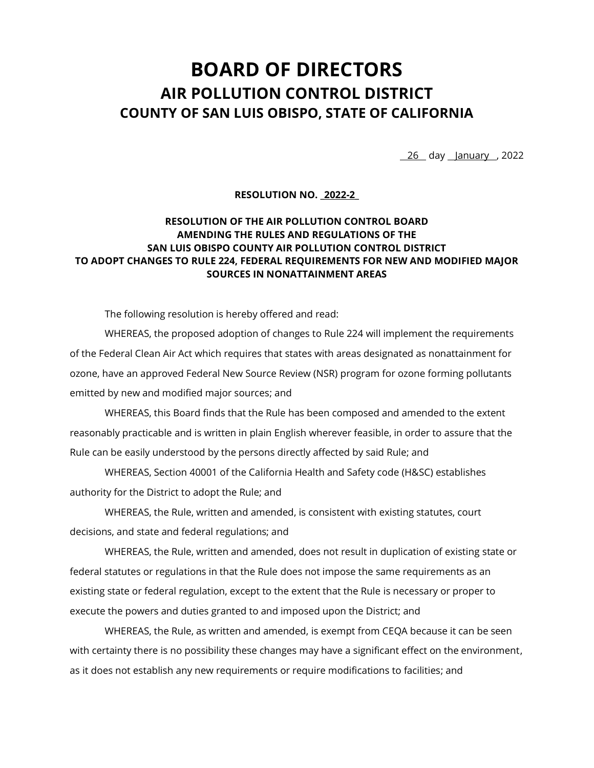# BOARD OF DIRECTORS

## AIR POLLUTION CONTROL DISTRICT

## COUNTY OF SAN LUIS OBISPO, STATE OF CALIFORNIA

26 day January, 2022

**RESOLUTION NO. 2022-2**

**RESOLUTION OF THE AIR POLLUTION CONTROL BOARD AMENDING THE RULES AND REGULATIONS OF THE SAN LUIS OBISPO COUNTY AIR POLLUTION CONTROL DISTRICT TO ADOPT CHANGES TO RULE 224, FEDERAL REQUIREMENTS FOR NEW AND MODIFIED MAJOR SOURCES IN NONATTAINMENT AREAS**

The following resolution is hereby offered and read:

WHEREAS, the proposed adoption of changes to Rule 224 will implement the requirements of the Federal Clean Air Act which requires that states with areas designated as nonattainment for ozone, have an approved Federal New Source Review (NSR) program for ozone forming pollutants emitted by new and modified major sources; and

WHEREAS, this Board finds that the Rule has been composed and amended to the extent reasonably practicable and is written in plain English wherever feasible, in order to assure that the Rule can be easily understood by the persons directly affected by said Rule; and

WHEREAS, Section 40001 of the California Health and Safety code (H&SC) establishes authority for the District to adopt the Rule; and

WHEREAS, the Rule, written and amended, is consistent with existing statutes, court decisions, and state and federal regulations; and

WHEREAS, the Rule, written and amended, does not result in duplication of existing state or federal statutes or regulations in that the Rule does not impose the same requirements as an existing state or federal regulation, except to the extent that the Rule is necessary or proper to execute the powers and duties granted to and imposed upon the District; and

WHEREAS, the Rule, as written and amended, is exempt from CEQA because it can be seen with certainty there is no possibility these changes may have a significant effect on the environment, as it does not establish any new requirements or require modifications to facilities; and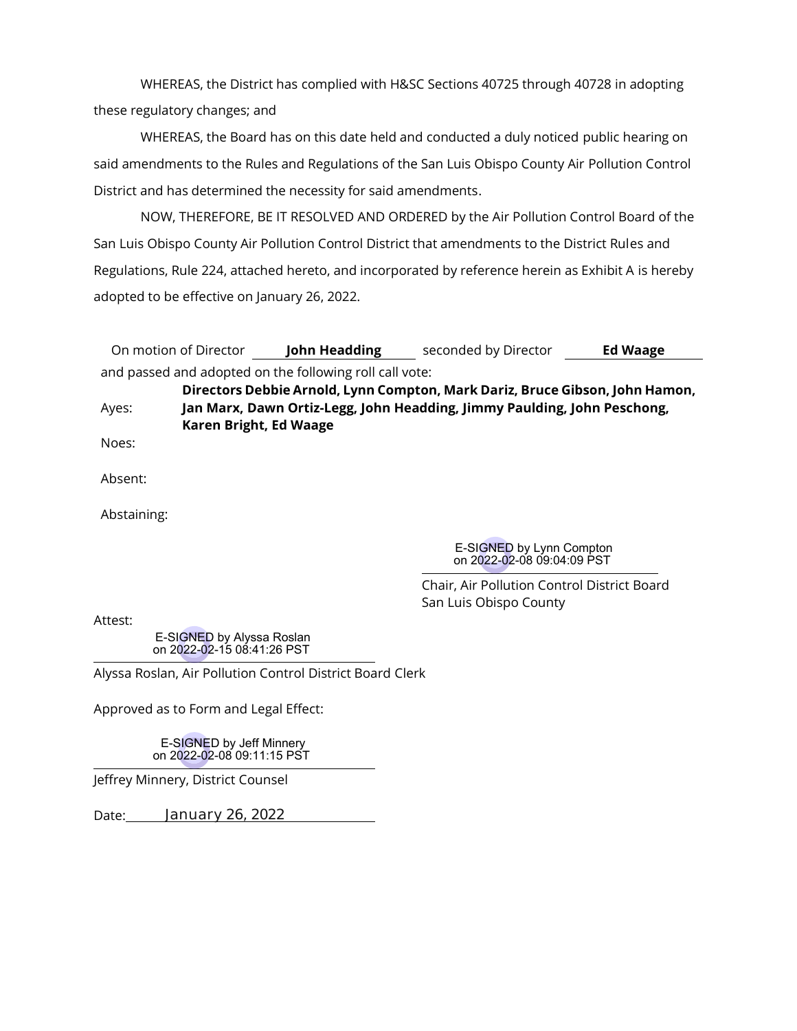WHEREAS, the District has complied with H&SC Sections 40725 through 40728 in adopting these regulatory changes; and

WHEREAS, the Board has on this date held and conducted a duly noticed public hearing on said amendments to the Rules and Regulations of the San Luis Obispo County Air Pollution Control District and has determined the necessity for said amendments.

NOW, THEREFORE, BE IT RESOLVED AND ORDERED by the Air Pollution Control Board of the San Luis Obispo County Air Pollution Control District that amendments to the District Rules and Regulations, Rule 224, attached hereto, and incorporated by reference herein as Exhibit A is hereby adopted to be effective on January 26, 2022.

On motion of Director **John Headding** seconded by Director **Ed Waage** and passed and adopted on the following roll call vote:

Ayes: **Directors Debbie Arnold, Lynn Compton, Mark Dariz, Bruce Gibson, John Hamon, Jan Marx, Dawn Ortiz-Legg, John Headding, Jimmy Paulding, John Peschong, Karen Bright, Ed Waage**

Noes:

Absent:

Abstaining:

E-SIGNED by Lynn Compton on 2022-02-08 09:04:09 PST

Chair, Air Pollution Control District Board
San Luis Obispo County

Attest:

E-SIGNED by Alyssa Roslan on 2022-02-15 08:41:26 PST

Alyssa Roslan, Air Pollution Control District Board Clerk

Approved as to Form and Legal Effect:

E-SIGNED by Jeff Minnery on 2022-02-08 09:11:15 PST

Jeffrey Minnery, District Counsel

Date: January 26, 2022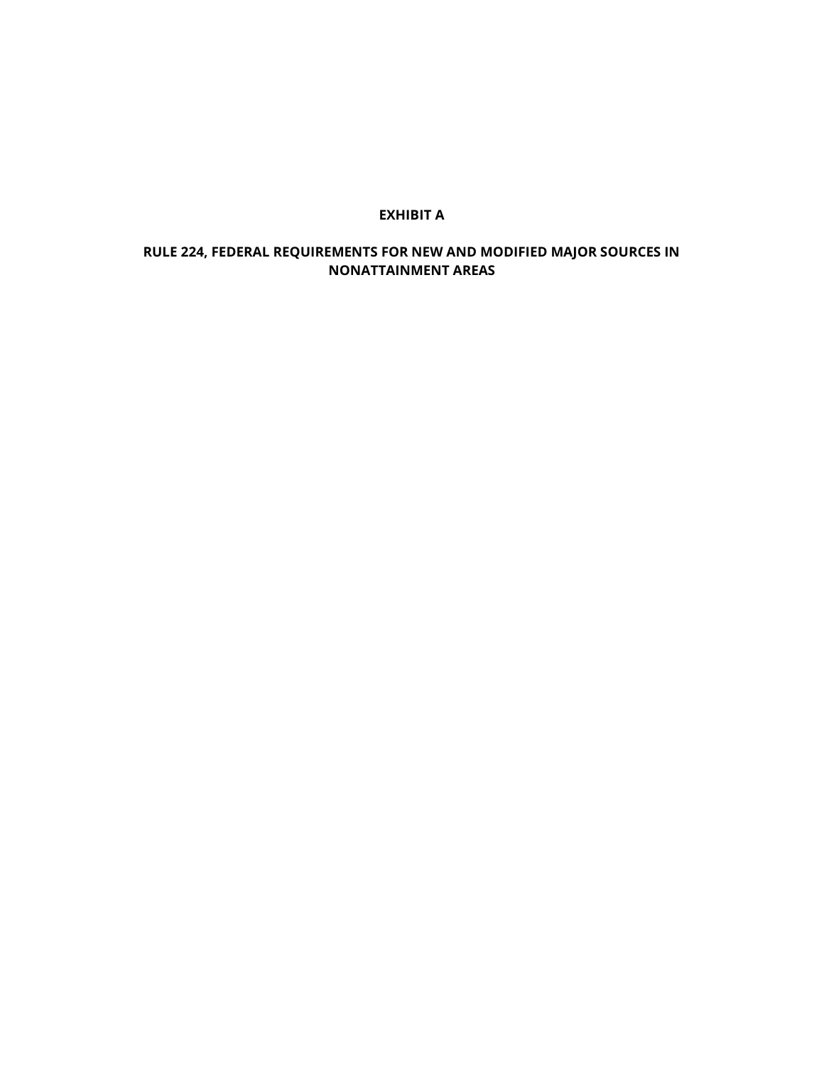**EXHIBIT A**

**RULE 224, FEDERAL REQUIREMENTS FOR NEW AND MODIFIED MAJOR SOURCES IN NONATTAINMENT AREAS**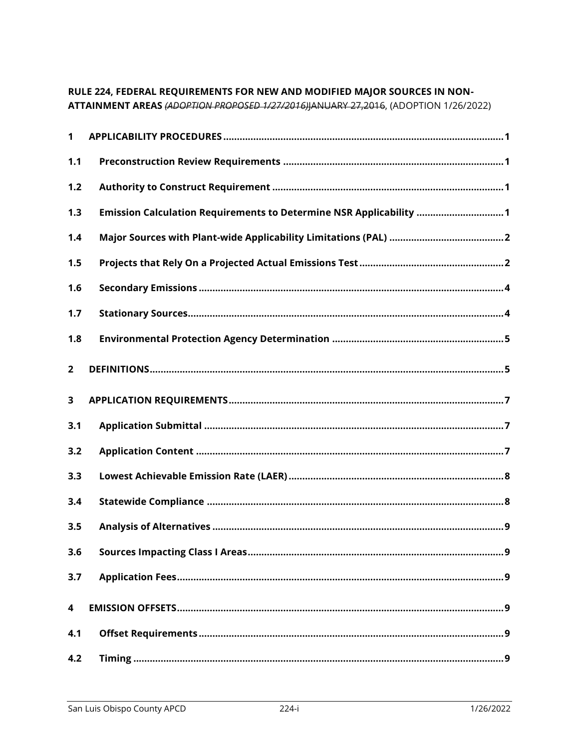**RULE 224, FEDERAL REQUIREMENTS FOR NEW AND MODIFIED MAJOR SOURCES IN NON-ATTAINMENT AREAS** ~~*(ADOPTION PROPOSED 1/27/2016)*JANUARY 27,2016~~, (ADOPTION 1/26/2022)

**1 APPLICABILITY PROCEDURES** .......... 1

**1.1 Preconstruction Review Requirements** .......... 1

**1.2 Authority to Construct Requirement** .......... 1

**1.3 Emission Calculation Requirements to Determine NSR Applicability** .......... 1

**1.4 Major Sources with Plant-wide Applicability Limitations (PAL)** .......... 2

**1.5 Projects that Rely On a Projected Actual Emissions Test** .......... 2

**1.6 Secondary Emissions** .......... 4

**1.7 Stationary Sources** .......... 4

**1.8 Environmental Protection Agency Determination** .......... 5

**2 DEFINITIONS** .......... 5

**3 APPLICATION REQUIREMENTS** .......... 7

**3.1 Application Submittal** .......... 7

**3.2 Application Content** .......... 7

**3.3 Lowest Achievable Emission Rate (LAER)** .......... 8

**3.4 Statewide Compliance** .......... 8

**3.5 Analysis of Alternatives** .......... 9

**3.6 Sources Impacting Class I Areas** .......... 9

**3.7 Application Fees** .......... 9

**4 EMISSION OFFSETS** .......... 9

**4.1 Offset Requirements** .......... 9

**4.2 Timing** .......... 9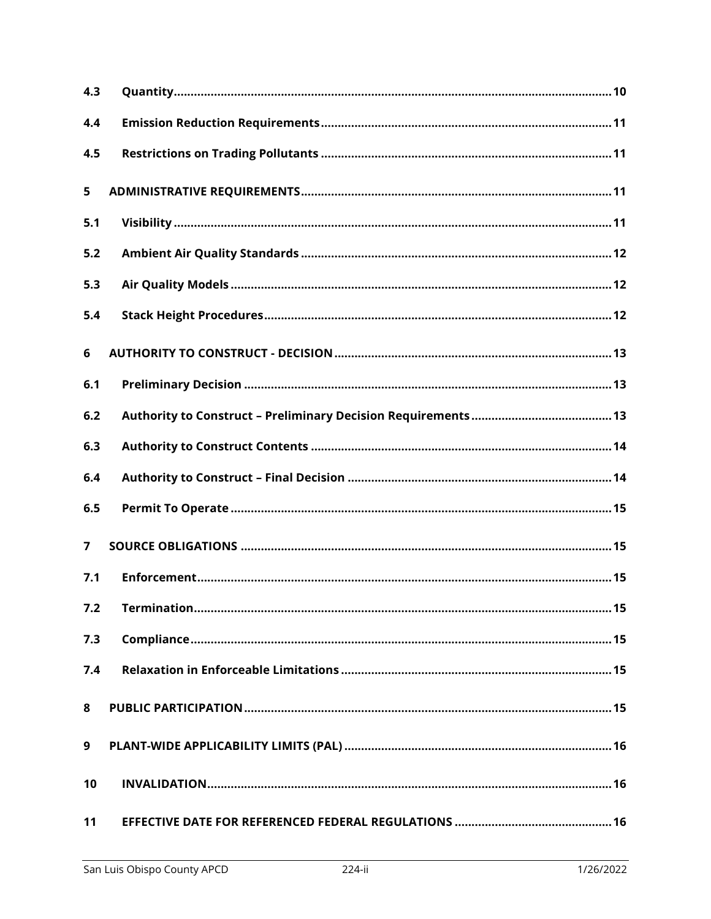| | | |
|---|---|---|
| **4.3** | **Quantity** | **10** |
| **4.4** | **Emission Reduction Requirements** | **11** |
| **4.5** | **Restrictions on Trading Pollutants** | **11** |
| **5** | **ADMINISTRATIVE REQUIREMENTS** | **11** |
| **5.1** | **Visibility** | **11** |
| **5.2** | **Ambient Air Quality Standards** | **12** |
| **5.3** | **Air Quality Models** | **12** |
| **5.4** | **Stack Height Procedures** | **12** |
| **6** | **AUTHORITY TO CONSTRUCT - DECISION** | **13** |
| **6.1** | **Preliminary Decision** | **13** |
| **6.2** | **Authority to Construct – Preliminary Decision Requirements** | **13** |
| **6.3** | **Authority to Construct Contents** | **14** |
| **6.4** | **Authority to Construct – Final Decision** | **14** |
| **6.5** | **Permit To Operate** | **15** |
| **7** | **SOURCE OBLIGATIONS** | **15** |
| **7.1** | **Enforcement** | **15** |
| **7.2** | **Termination** | **15** |
| **7.3** | **Compliance** | **15** |
| **7.4** | **Relaxation in Enforceable Limitations** | **15** |
| **8** | **PUBLIC PARTICIPATION** | **15** |
| **9** | **PLANT-WIDE APPLICABILITY LIMITS (PAL)** | **16** |
| **10** | **INVALIDATION** | **16** |
| **11** | **EFFECTIVE DATE FOR REFERENCED FEDERAL REGULATIONS** | **16** |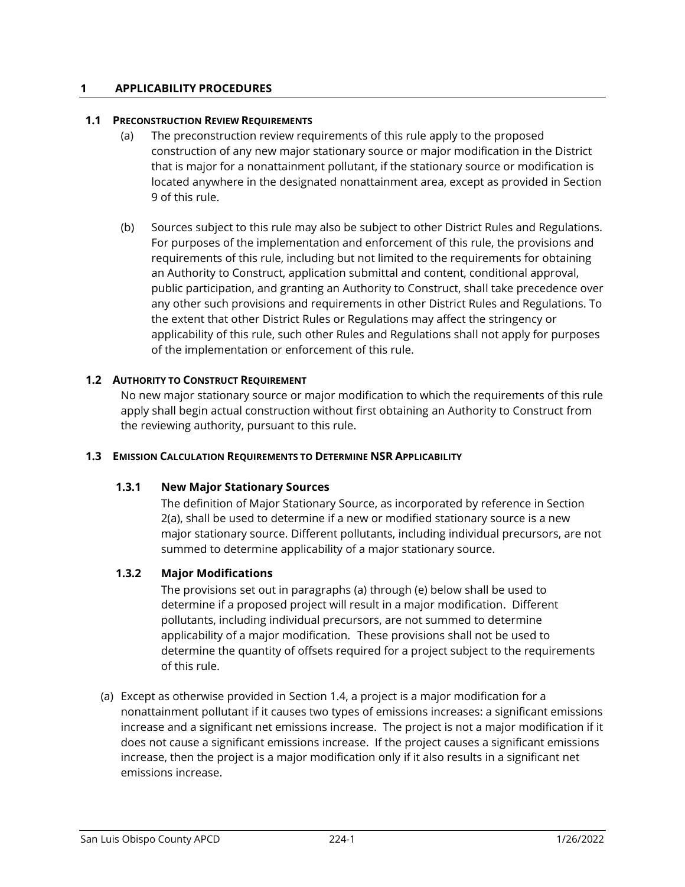# 1 APPLICABILITY PROCEDURES

## 1.1 PRECONSTRUCTION REVIEW REQUIREMENTS

(a) The preconstruction review requirements of this rule apply to the proposed construction of any new major stationary source or major modification in the District that is major for a nonattainment pollutant, if the stationary source or modification is located anywhere in the designated nonattainment area, except as provided in Section 9 of this rule.

(b) Sources subject to this rule may also be subject to other District Rules and Regulations. For purposes of the implementation and enforcement of this rule, the provisions and requirements of this rule, including but not limited to the requirements for obtaining an Authority to Construct, application submittal and content, conditional approval, public participation, and granting an Authority to Construct, shall take precedence over any other such provisions and requirements in other District Rules and Regulations. To the extent that other District Rules or Regulations may affect the stringency or applicability of this rule, such other Rules and Regulations shall not apply for purposes of the implementation or enforcement of this rule.

## 1.2 AUTHORITY TO CONSTRUCT REQUIREMENT

No new major stationary source or major modification to which the requirements of this rule apply shall begin actual construction without first obtaining an Authority to Construct from the reviewing authority, pursuant to this rule.

## 1.3 EMISSION CALCULATION REQUIREMENTS TO DETERMINE NSR APPLICABILITY

### 1.3.1 New Major Stationary Sources

The definition of Major Stationary Source, as incorporated by reference in Section 2(a), shall be used to determine if a new or modified stationary source is a new major stationary source. Different pollutants, including individual precursors, are not summed to determine applicability of a major stationary source.

### 1.3.2 Major Modifications

The provisions set out in paragraphs (a) through (e) below shall be used to determine if a proposed project will result in a major modification. Different pollutants, including individual precursors, are not summed to determine applicability of a major modification. These provisions shall not be used to determine the quantity of offsets required for a project subject to the requirements of this rule.

(a) Except as otherwise provided in Section 1.4, a project is a major modification for a nonattainment pollutant if it causes two types of emissions increases: a significant emissions increase and a significant net emissions increase. The project is not a major modification if it does not cause a significant emissions increase. If the project causes a significant emissions increase, then the project is a major modification only if it also results in a significant net emissions increase.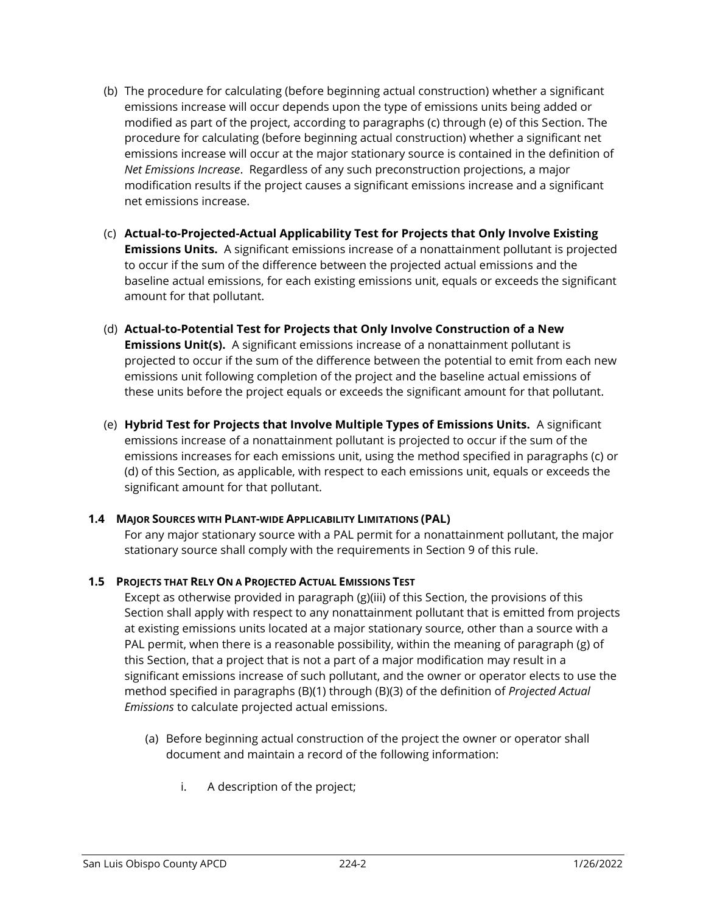(b) The procedure for calculating (before beginning actual construction) whether a significant emissions increase will occur depends upon the type of emissions units being added or modified as part of the project, according to paragraphs (c) through (e) of this Section. The procedure for calculating (before beginning actual construction) whether a significant net emissions increase will occur at the major stationary source is contained in the definition of *Net Emissions Increase*. Regardless of any such preconstruction projections, a major modification results if the project causes a significant emissions increase and a significant net emissions increase.

(c) **Actual-to-Projected-Actual Applicability Test for Projects that Only Involve Existing Emissions Units.** A significant emissions increase of a nonattainment pollutant is projected to occur if the sum of the difference between the projected actual emissions and the baseline actual emissions, for each existing emissions unit, equals or exceeds the significant amount for that pollutant.

(d) **Actual-to-Potential Test for Projects that Only Involve Construction of a New Emissions Unit(s).** A significant emissions increase of a nonattainment pollutant is projected to occur if the sum of the difference between the potential to emit from each new emissions unit following completion of the project and the baseline actual emissions of these units before the project equals or exceeds the significant amount for that pollutant.

(e) **Hybrid Test for Projects that Involve Multiple Types of Emissions Units.** A significant emissions increase of a nonattainment pollutant is projected to occur if the sum of the emissions increases for each emissions unit, using the method specified in paragraphs (c) or (d) of this Section, as applicable, with respect to each emissions unit, equals or exceeds the significant amount for that pollutant.

### 1.4 Major Sources with Plant-wide Applicability Limitations (PAL)

For any major stationary source with a PAL permit for a nonattainment pollutant, the major stationary source shall comply with the requirements in Section 9 of this rule.

### 1.5 Projects that Rely On a Projected Actual Emissions Test

Except as otherwise provided in paragraph (g)(iii) of this Section, the provisions of this Section shall apply with respect to any nonattainment pollutant that is emitted from projects at existing emissions units located at a major stationary source, other than a source with a PAL permit, when there is a reasonable possibility, within the meaning of paragraph (g) of this Section, that a project that is not a part of a major modification may result in a significant emissions increase of such pollutant, and the owner or operator elects to use the method specified in paragraphs (B)(1) through (B)(3) of the definition of *Projected Actual Emissions* to calculate projected actual emissions.

(a) Before beginning actual construction of the project the owner or operator shall document and maintain a record of the following information:

i. A description of the project;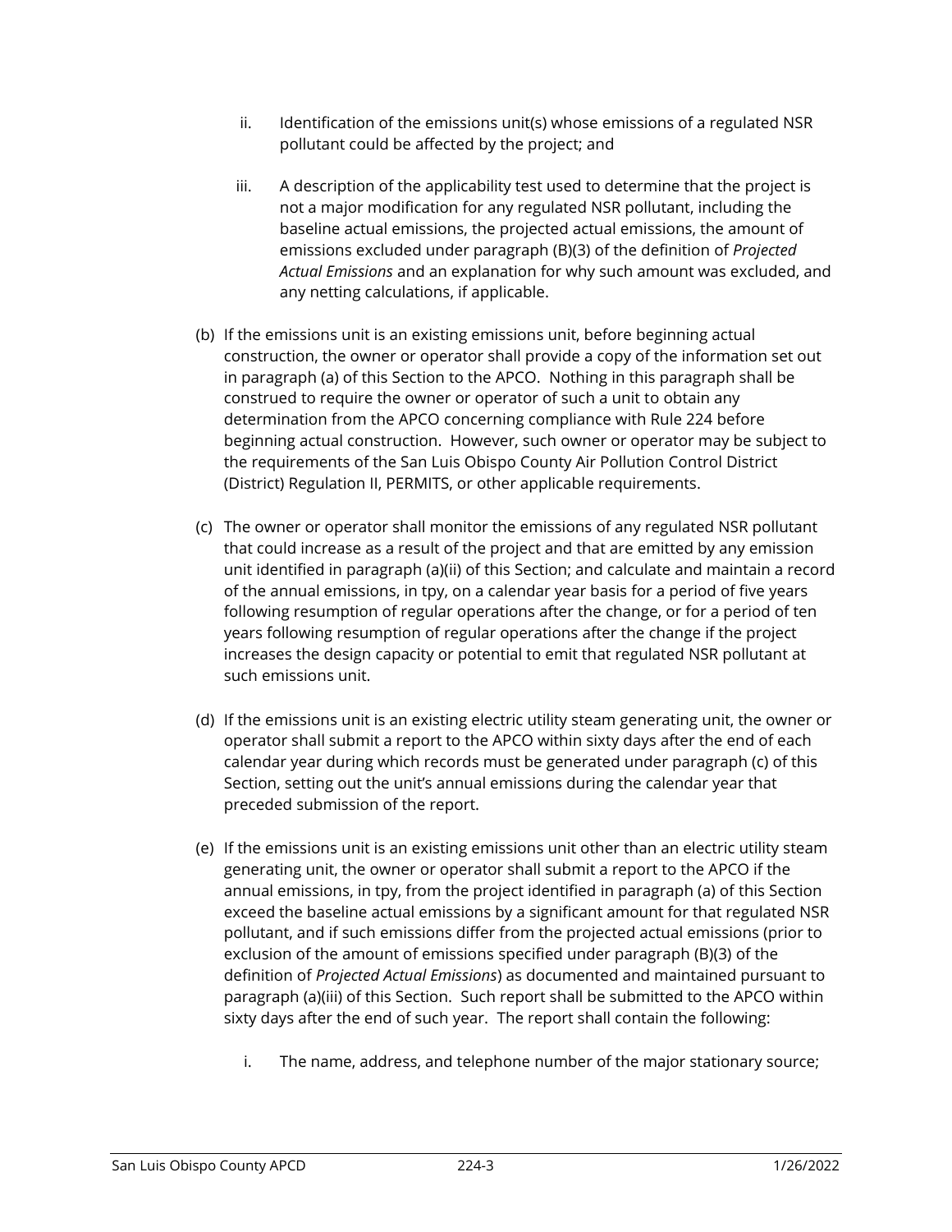ii. Identification of the emissions unit(s) whose emissions of a regulated NSR pollutant could be affected by the project; and

iii. A description of the applicability test used to determine that the project is not a major modification for any regulated NSR pollutant, including the baseline actual emissions, the projected actual emissions, the amount of emissions excluded under paragraph (B)(3) of the definition of *Projected Actual Emissions* and an explanation for why such amount was excluded, and any netting calculations, if applicable.

(b) If the emissions unit is an existing emissions unit, before beginning actual construction, the owner or operator shall provide a copy of the information set out in paragraph (a) of this Section to the APCO. Nothing in this paragraph shall be construed to require the owner or operator of such a unit to obtain any determination from the APCO concerning compliance with Rule 224 before beginning actual construction. However, such owner or operator may be subject to the requirements of the San Luis Obispo County Air Pollution Control District (District) Regulation II, PERMITS, or other applicable requirements.

(c) The owner or operator shall monitor the emissions of any regulated NSR pollutant that could increase as a result of the project and that are emitted by any emission unit identified in paragraph (a)(ii) of this Section; and calculate and maintain a record of the annual emissions, in tpy, on a calendar year basis for a period of five years following resumption of regular operations after the change, or for a period of ten years following resumption of regular operations after the change if the project increases the design capacity or potential to emit that regulated NSR pollutant at such emissions unit.

(d) If the emissions unit is an existing electric utility steam generating unit, the owner or operator shall submit a report to the APCO within sixty days after the end of each calendar year during which records must be generated under paragraph (c) of this Section, setting out the unit's annual emissions during the calendar year that preceded submission of the report.

(e) If the emissions unit is an existing emissions unit other than an electric utility steam generating unit, the owner or operator shall submit a report to the APCO if the annual emissions, in tpy, from the project identified in paragraph (a) of this Section exceed the baseline actual emissions by a significant amount for that regulated NSR pollutant, and if such emissions differ from the projected actual emissions (prior to exclusion of the amount of emissions specified under paragraph (B)(3) of the definition of *Projected Actual Emissions*) as documented and maintained pursuant to paragraph (a)(iii) of this Section. Such report shall be submitted to the APCO within sixty days after the end of such year. The report shall contain the following:

i. The name, address, and telephone number of the major stationary source;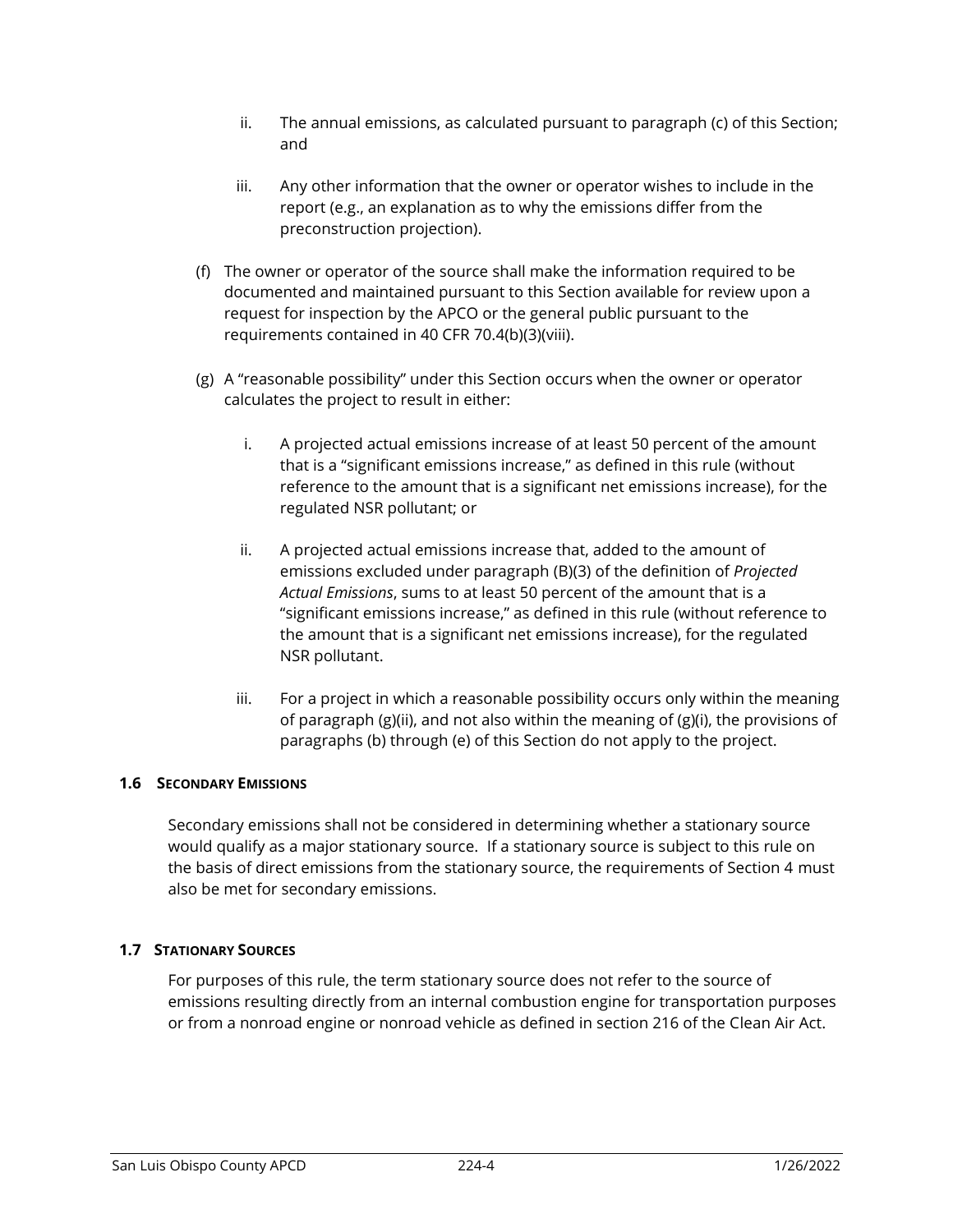ii. The annual emissions, as calculated pursuant to paragraph (c) of this Section; and

   iii. Any other information that the owner or operator wishes to include in the report (e.g., an explanation as to why the emissions differ from the preconstruction projection).

(f) The owner or operator of the source shall make the information required to be documented and maintained pursuant to this Section available for review upon a request for inspection by the APCO or the general public pursuant to the requirements contained in 40 CFR 70.4(b)(3)(viii).

(g) A "reasonable possibility" under this Section occurs when the owner or operator calculates the project to result in either:

   i. A projected actual emissions increase of at least 50 percent of the amount that is a "significant emissions increase," as defined in this rule (without reference to the amount that is a significant net emissions increase), for the regulated NSR pollutant; or

   ii. A projected actual emissions increase that, added to the amount of emissions excluded under paragraph (B)(3) of the definition of *Projected Actual Emissions*, sums to at least 50 percent of the amount that is a "significant emissions increase," as defined in this rule (without reference to the amount that is a significant net emissions increase), for the regulated NSR pollutant.

   iii. For a project in which a reasonable possibility occurs only within the meaning of paragraph (g)(ii), and not also within the meaning of (g)(i), the provisions of paragraphs (b) through (e) of this Section do not apply to the project.

### 1.6 SECONDARY EMISSIONS

Secondary emissions shall not be considered in determining whether a stationary source would qualify as a major stationary source. If a stationary source is subject to this rule on the basis of direct emissions from the stationary source, the requirements of Section 4 must also be met for secondary emissions.

### 1.7 STATIONARY SOURCES

For purposes of this rule, the term stationary source does not refer to the source of emissions resulting directly from an internal combustion engine for transportation purposes or from a nonroad engine or nonroad vehicle as defined in section 216 of the Clean Air Act.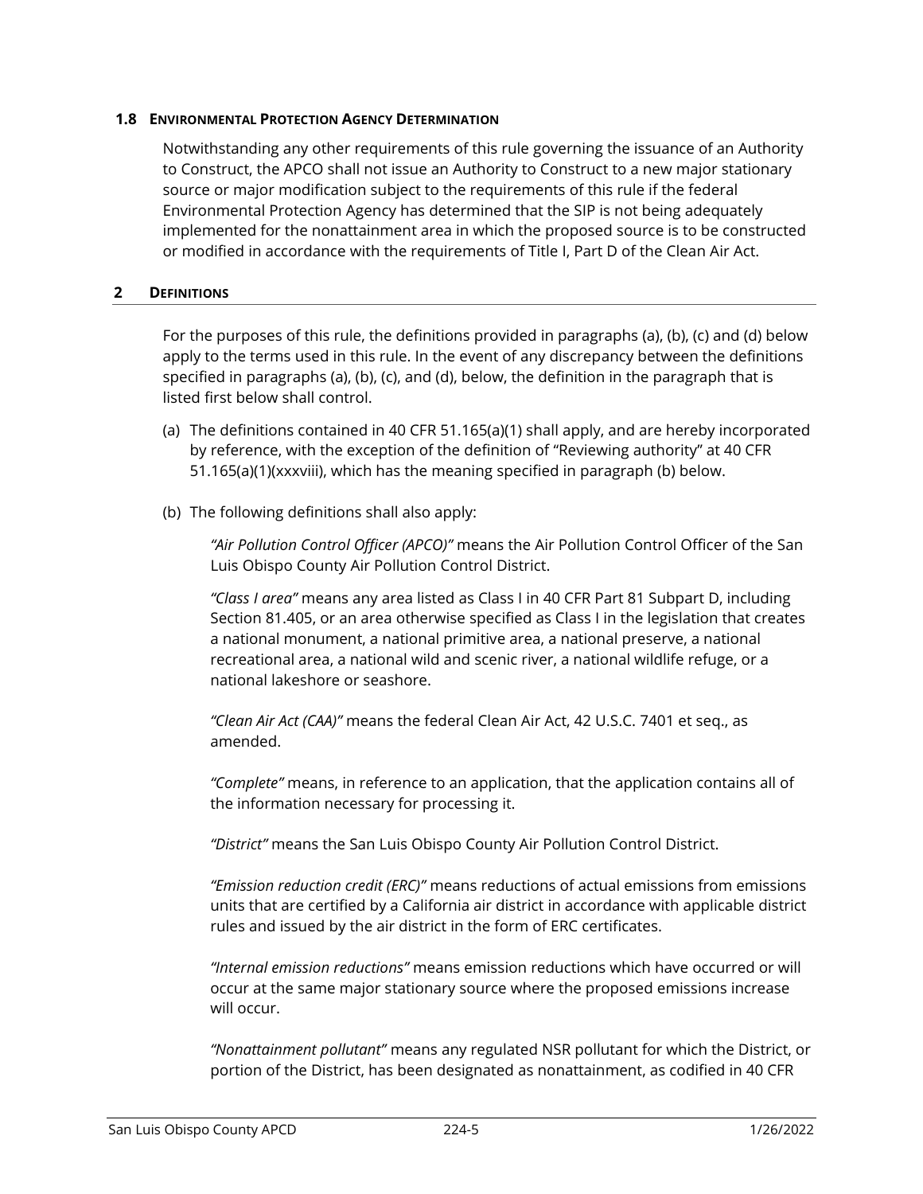### 1.8 ENVIRONMENTAL PROTECTION AGENCY DETERMINATION

Notwithstanding any other requirements of this rule governing the issuance of an Authority to Construct, the APCO shall not issue an Authority to Construct to a new major stationary source or major modification subject to the requirements of this rule if the federal Environmental Protection Agency has determined that the SIP is not being adequately implemented for the nonattainment area in which the proposed source is to be constructed or modified in accordance with the requirements of Title I, Part D of the Clean Air Act.

## 2 DEFINITIONS

For the purposes of this rule, the definitions provided in paragraphs (a), (b), (c) and (d) below apply to the terms used in this rule. In the event of any discrepancy between the definitions specified in paragraphs (a), (b), (c), and (d), below, the definition in the paragraph that is listed first below shall control.

(a) The definitions contained in 40 CFR 51.165(a)(1) shall apply, and are hereby incorporated by reference, with the exception of the definition of "Reviewing authority" at 40 CFR 51.165(a)(1)(xxxviii), which has the meaning specified in paragraph (b) below.

(b) The following definitions shall also apply:

*"Air Pollution Control Officer (APCO)"* means the Air Pollution Control Officer of the San Luis Obispo County Air Pollution Control District.

*"Class I area"* means any area listed as Class I in 40 CFR Part 81 Subpart D, including Section 81.405, or an area otherwise specified as Class I in the legislation that creates a national monument, a national primitive area, a national preserve, a national recreational area, a national wild and scenic river, a national wildlife refuge, or a national lakeshore or seashore.

*"Clean Air Act (CAA)"* means the federal Clean Air Act, 42 U.S.C. 7401 et seq., as amended.

*"Complete"* means, in reference to an application, that the application contains all of the information necessary for processing it.

*"District"* means the San Luis Obispo County Air Pollution Control District.

*"Emission reduction credit (ERC)"* means reductions of actual emissions from emissions units that are certified by a California air district in accordance with applicable district rules and issued by the air district in the form of ERC certificates.

*"Internal emission reductions"* means emission reductions which have occurred or will occur at the same major stationary source where the proposed emissions increase will occur.

*"Nonattainment pollutant"* means any regulated NSR pollutant for which the District, or portion of the District, has been designated as nonattainment, as codified in 40 CFR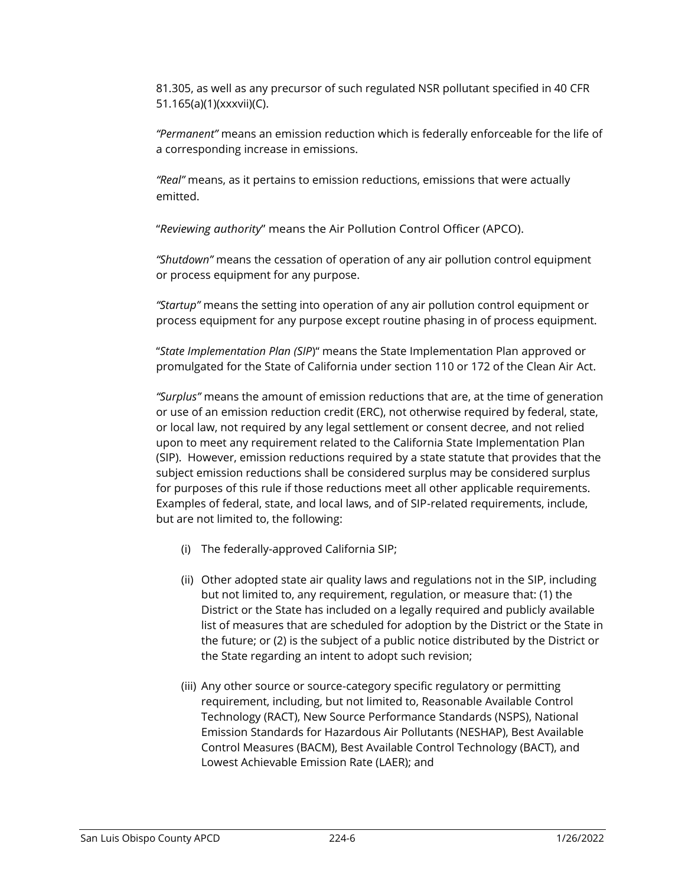81.305, as well as any precursor of such regulated NSR pollutant specified in 40 CFR 51.165(a)(1)(xxxvii)(C).

*"Permanent"* means an emission reduction which is federally enforceable for the life of a corresponding increase in emissions.

*"Real"* means, as it pertains to emission reductions, emissions that were actually emitted.

"*Reviewing authority*" means the Air Pollution Control Officer (APCO).

*"Shutdown"* means the cessation of operation of any air pollution control equipment or process equipment for any purpose.

*"Startup"* means the setting into operation of any air pollution control equipment or process equipment for any purpose except routine phasing in of process equipment.

"*State Implementation Plan (SIP)*" means the State Implementation Plan approved or promulgated for the State of California under section 110 or 172 of the Clean Air Act.

*"Surplus"* means the amount of emission reductions that are, at the time of generation or use of an emission reduction credit (ERC), not otherwise required by federal, state, or local law, not required by any legal settlement or consent decree, and not relied upon to meet any requirement related to the California State Implementation Plan (SIP). However, emission reductions required by a state statute that provides that the subject emission reductions shall be considered surplus may be considered surplus for purposes of this rule if those reductions meet all other applicable requirements. Examples of federal, state, and local laws, and of SIP-related requirements, include, but are not limited to, the following:

(i) The federally-approved California SIP;

(ii) Other adopted state air quality laws and regulations not in the SIP, including but not limited to, any requirement, regulation, or measure that: (1) the District or the State has included on a legally required and publicly available list of measures that are scheduled for adoption by the District or the State in the future; or (2) is the subject of a public notice distributed by the District or the State regarding an intent to adopt such revision;

(iii) Any other source or source-category specific regulatory or permitting requirement, including, but not limited to, Reasonable Available Control Technology (RACT), New Source Performance Standards (NSPS), National Emission Standards for Hazardous Air Pollutants (NESHAP), Best Available Control Measures (BACM), Best Available Control Technology (BACT), and Lowest Achievable Emission Rate (LAER); and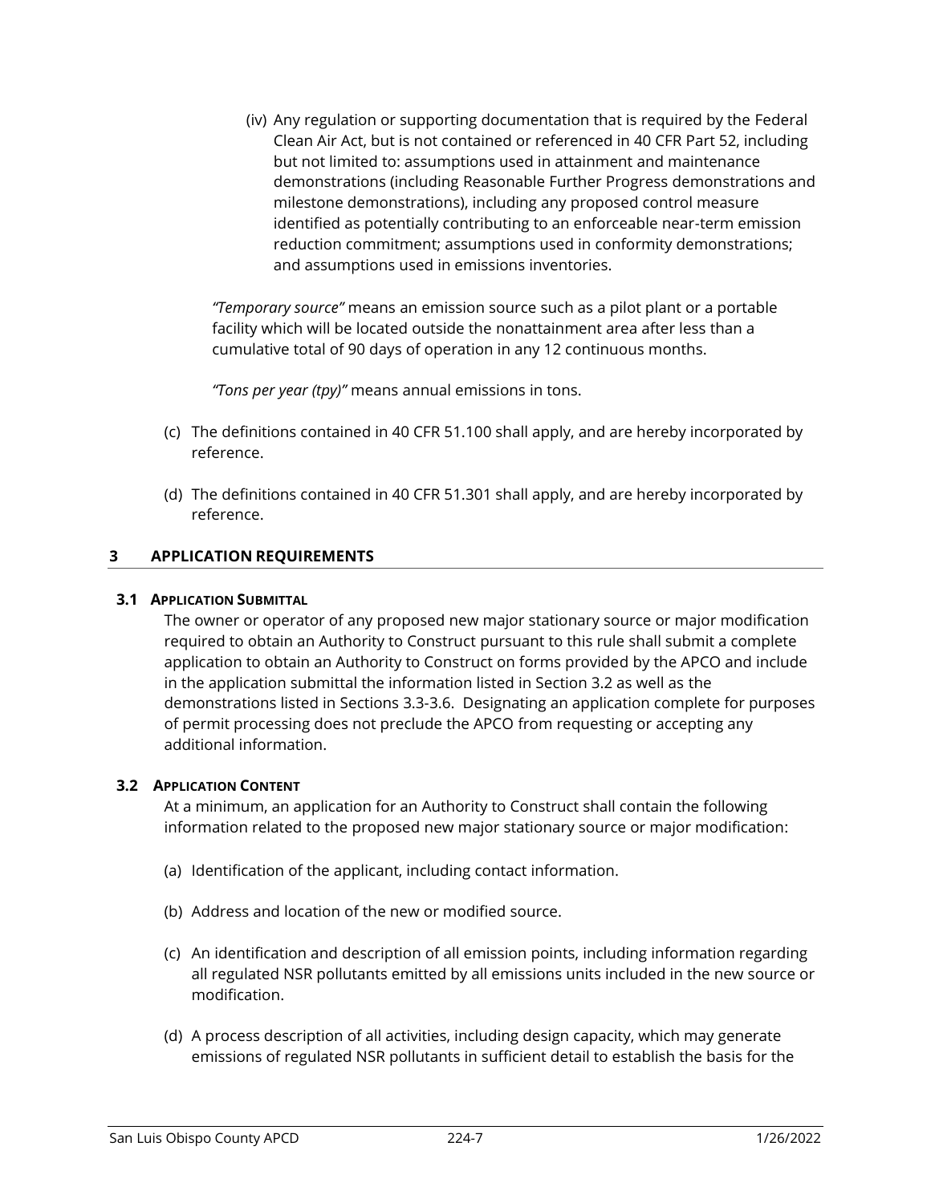(iv) Any regulation or supporting documentation that is required by the Federal Clean Air Act, but is not contained or referenced in 40 CFR Part 52, including but not limited to: assumptions used in attainment and maintenance demonstrations (including Reasonable Further Progress demonstrations and milestone demonstrations), including any proposed control measure identified as potentially contributing to an enforceable near-term emission reduction commitment; assumptions used in conformity demonstrations; and assumptions used in emissions inventories.

*"Temporary source"* means an emission source such as a pilot plant or a portable facility which will be located outside the nonattainment area after less than a cumulative total of 90 days of operation in any 12 continuous months.

*"Tons per year (tpy)"* means annual emissions in tons.

(c) The definitions contained in 40 CFR 51.100 shall apply, and are hereby incorporated by reference.

(d) The definitions contained in 40 CFR 51.301 shall apply, and are hereby incorporated by reference.

## 3 APPLICATION REQUIREMENTS

### 3.1 Application Submittal

The owner or operator of any proposed new major stationary source or major modification required to obtain an Authority to Construct pursuant to this rule shall submit a complete application to obtain an Authority to Construct on forms provided by the APCO and include in the application submittal the information listed in Section 3.2 as well as the demonstrations listed in Sections 3.3-3.6. Designating an application complete for purposes of permit processing does not preclude the APCO from requesting or accepting any additional information.

### 3.2 Application Content

At a minimum, an application for an Authority to Construct shall contain the following information related to the proposed new major stationary source or major modification:

(a) Identification of the applicant, including contact information.

(b) Address and location of the new or modified source.

(c) An identification and description of all emission points, including information regarding all regulated NSR pollutants emitted by all emissions units included in the new source or modification.

(d) A process description of all activities, including design capacity, which may generate emissions of regulated NSR pollutants in sufficient detail to establish the basis for the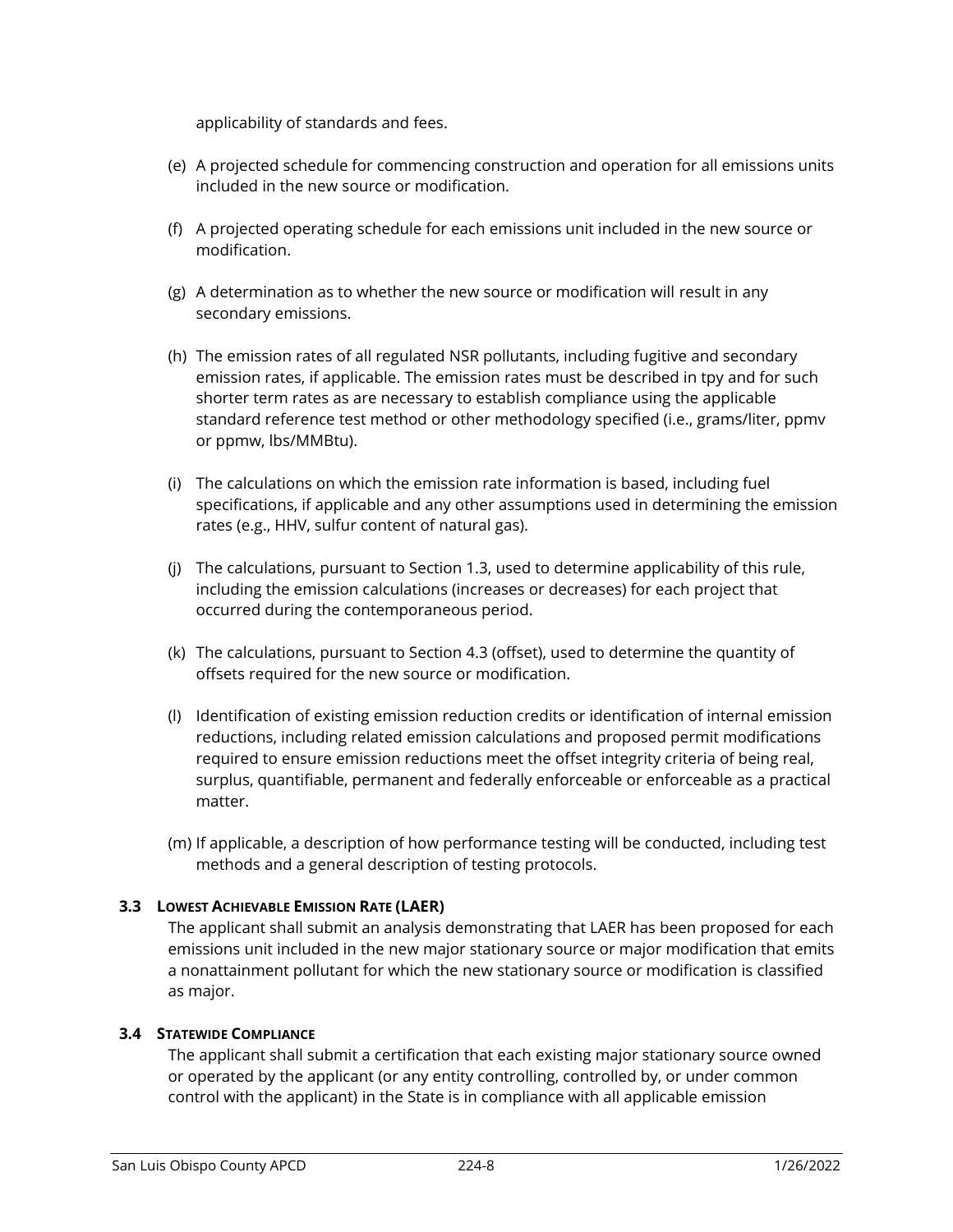applicability of standards and fees.

(e) A projected schedule for commencing construction and operation for all emissions units included in the new source or modification.

(f) A projected operating schedule for each emissions unit included in the new source or modification.

(g) A determination as to whether the new source or modification will result in any secondary emissions.

(h) The emission rates of all regulated NSR pollutants, including fugitive and secondary emission rates, if applicable. The emission rates must be described in tpy and for such shorter term rates as are necessary to establish compliance using the applicable standard reference test method or other methodology specified (i.e., grams/liter, ppmv or ppmw, lbs/MMBtu).

(i) The calculations on which the emission rate information is based, including fuel specifications, if applicable and any other assumptions used in determining the emission rates (e.g., HHV, sulfur content of natural gas).

(j) The calculations, pursuant to Section 1.3, used to determine applicability of this rule, including the emission calculations (increases or decreases) for each project that occurred during the contemporaneous period.

(k) The calculations, pursuant to Section 4.3 (offset), used to determine the quantity of offsets required for the new source or modification.

(l) Identification of existing emission reduction credits or identification of internal emission reductions, including related emission calculations and proposed permit modifications required to ensure emission reductions meet the offset integrity criteria of being real, surplus, quantifiable, permanent and federally enforceable or enforceable as a practical matter.

(m) If applicable, a description of how performance testing will be conducted, including test methods and a general description of testing protocols.

### 3.3 Lowest Achievable Emission Rate (LAER)

The applicant shall submit an analysis demonstrating that LAER has been proposed for each emissions unit included in the new major stationary source or major modification that emits a nonattainment pollutant for which the new stationary source or modification is classified as major.

### 3.4 Statewide Compliance

The applicant shall submit a certification that each existing major stationary source owned or operated by the applicant (or any entity controlling, controlled by, or under common control with the applicant) in the State is in compliance with all applicable emission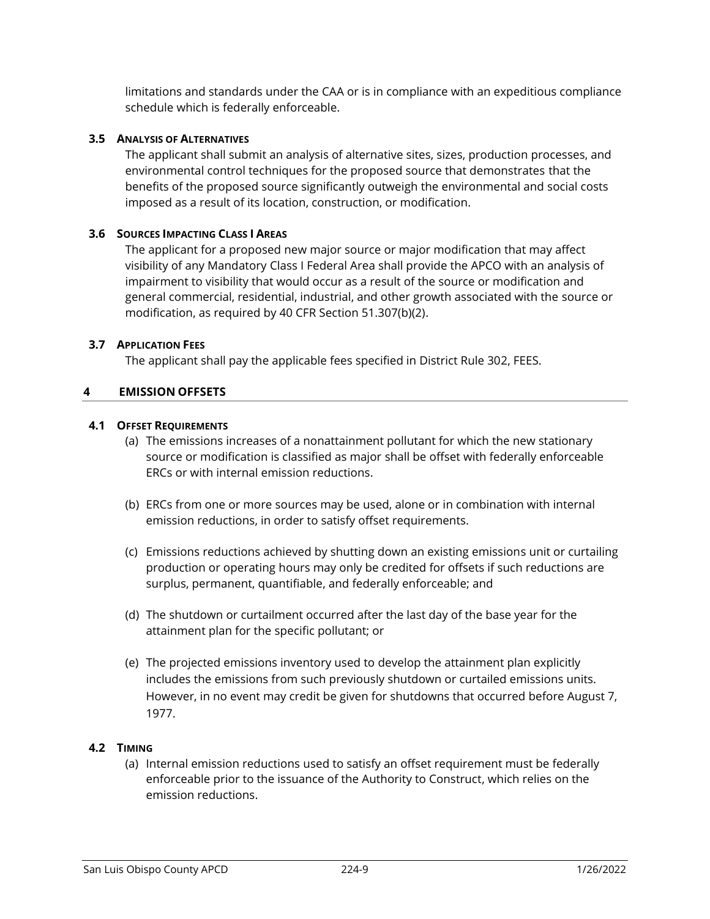limitations and standards under the CAA or is in compliance with an expeditious compliance schedule which is federally enforceable.

### 3.5 Analysis of Alternatives

The applicant shall submit an analysis of alternative sites, sizes, production processes, and environmental control techniques for the proposed source that demonstrates that the benefits of the proposed source significantly outweigh the environmental and social costs imposed as a result of its location, construction, or modification.

### 3.6 Sources Impacting Class I Areas

The applicant for a proposed new major source or major modification that may affect visibility of any Mandatory Class I Federal Area shall provide the APCO with an analysis of impairment to visibility that would occur as a result of the source or modification and general commercial, residential, industrial, and other growth associated with the source or modification, as required by 40 CFR Section 51.307(b)(2).

### 3.7 Application Fees

The applicant shall pay the applicable fees specified in District Rule 302, FEES.

## 4 EMISSION OFFSETS

### 4.1 Offset Requirements

(a) The emissions increases of a nonattainment pollutant for which the new stationary source or modification is classified as major shall be offset with federally enforceable ERCs or with internal emission reductions.

(b) ERCs from one or more sources may be used, alone or in combination with internal emission reductions, in order to satisfy offset requirements.

(c) Emissions reductions achieved by shutting down an existing emissions unit or curtailing production or operating hours may only be credited for offsets if such reductions are surplus, permanent, quantifiable, and federally enforceable; and

(d) The shutdown or curtailment occurred after the last day of the base year for the attainment plan for the specific pollutant; or

(e) The projected emissions inventory used to develop the attainment plan explicitly includes the emissions from such previously shutdown or curtailed emissions units. However, in no event may credit be given for shutdowns that occurred before August 7, 1977.

### 4.2 Timing

(a) Internal emission reductions used to satisfy an offset requirement must be federally enforceable prior to the issuance of the Authority to Construct, which relies on the emission reductions.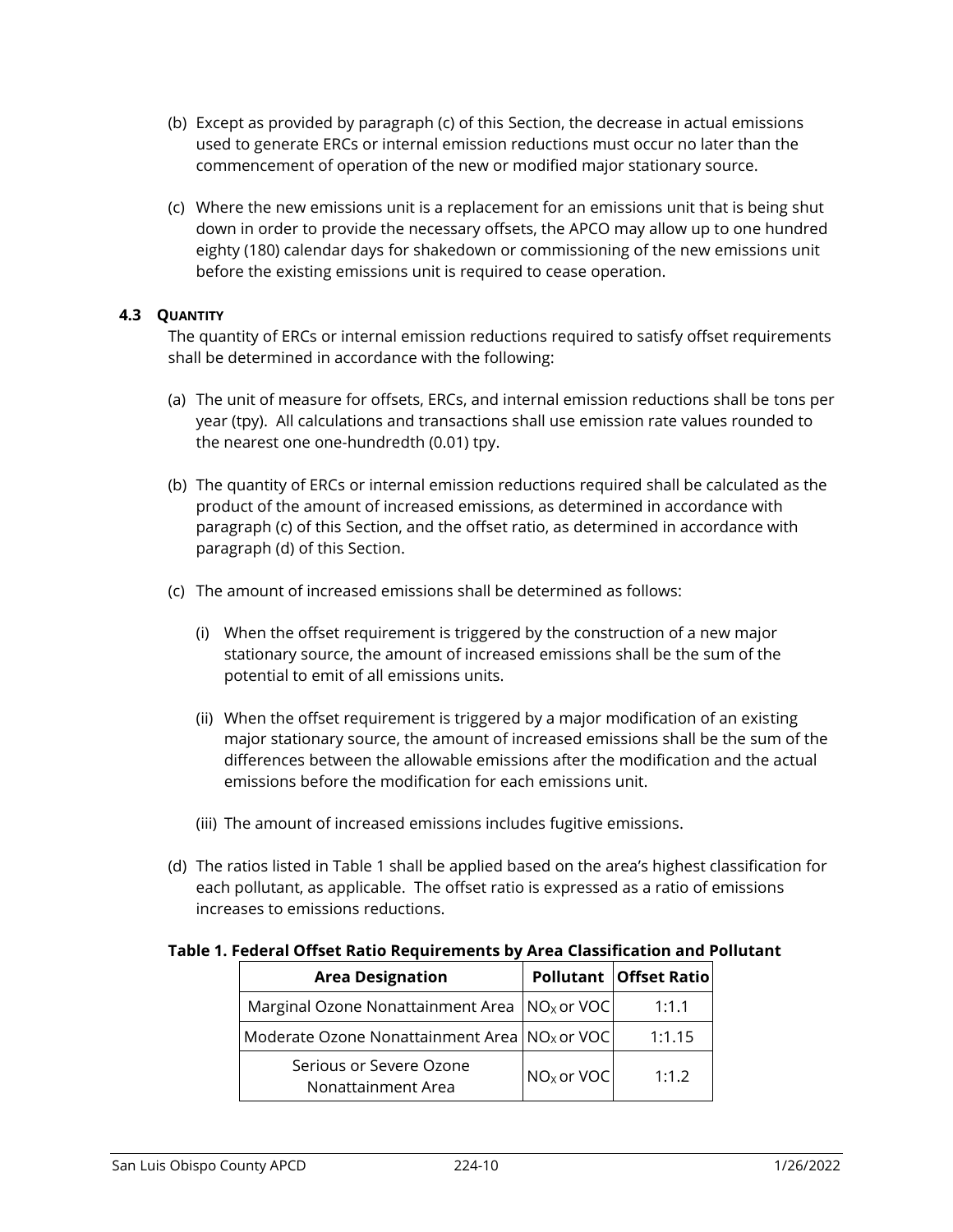(b) Except as provided by paragraph (c) of this Section, the decrease in actual emissions used to generate ERCs or internal emission reductions must occur no later than the commencement of operation of the new or modified major stationary source.

(c) Where the new emissions unit is a replacement for an emissions unit that is being shut down in order to provide the necessary offsets, the APCO may allow up to one hundred eighty (180) calendar days for shakedown or commissioning of the new emissions unit before the existing emissions unit is required to cease operation.

### 4.3 QUANTITY

The quantity of ERCs or internal emission reductions required to satisfy offset requirements shall be determined in accordance with the following:

(a) The unit of measure for offsets, ERCs, and internal emission reductions shall be tons per year (tpy). All calculations and transactions shall use emission rate values rounded to the nearest one one-hundredth (0.01) tpy.

(b) The quantity of ERCs or internal emission reductions required shall be calculated as the product of the amount of increased emissions, as determined in accordance with paragraph (c) of this Section, and the offset ratio, as determined in accordance with paragraph (d) of this Section.

(c) The amount of increased emissions shall be determined as follows:

(i) When the offset requirement is triggered by the construction of a new major stationary source, the amount of increased emissions shall be the sum of the potential to emit of all emissions units.

(ii) When the offset requirement is triggered by a major modification of an existing major stationary source, the amount of increased emissions shall be the sum of the differences between the allowable emissions after the modification and the actual emissions before the modification for each emissions unit.

(iii) The amount of increased emissions includes fugitive emissions.

(d) The ratios listed in Table 1 shall be applied based on the area's highest classification for each pollutant, as applicable. The offset ratio is expressed as a ratio of emissions increases to emissions reductions.

**Table 1. Federal Offset Ratio Requirements by Area Classification and Pollutant**

| Area Designation | Pollutant | Offset Ratio |
|---|---|---|
| Marginal Ozone Nonattainment Area | $NO_X$ or VOC | 1:1.1 |
| Moderate Ozone Nonattainment Area | $NO_X$ or VOC | 1:1.15 |
| Serious or Severe Ozone Nonattainment Area | $NO_X$ or VOC | 1:1.2 |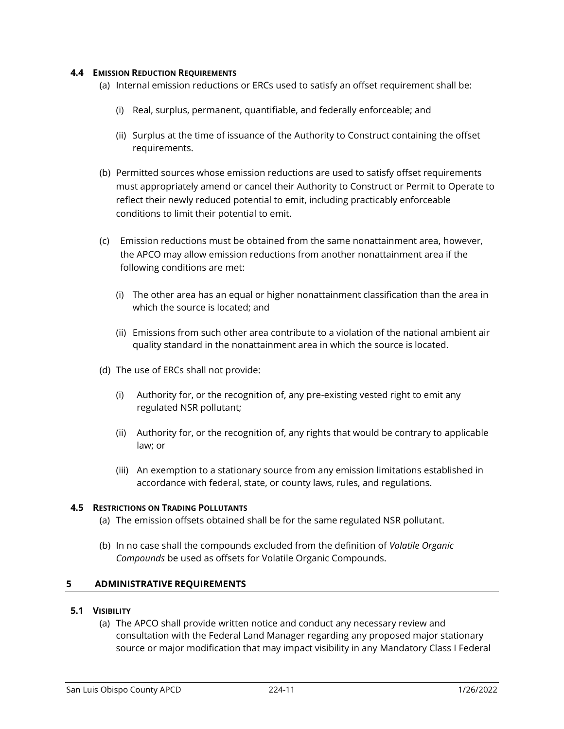### 4.4 Emission Reduction Requirements

(a) Internal emission reductions or ERCs used to satisfy an offset requirement shall be:

(i) Real, surplus, permanent, quantifiable, and federally enforceable; and

(ii) Surplus at the time of issuance of the Authority to Construct containing the offset requirements.

(b) Permitted sources whose emission reductions are used to satisfy offset requirements must appropriately amend or cancel their Authority to Construct or Permit to Operate to reflect their newly reduced potential to emit, including practicably enforceable conditions to limit their potential to emit.

(c) Emission reductions must be obtained from the same nonattainment area, however, the APCO may allow emission reductions from another nonattainment area if the following conditions are met:

(i) The other area has an equal or higher nonattainment classification than the area in which the source is located; and

(ii) Emissions from such other area contribute to a violation of the national ambient air quality standard in the nonattainment area in which the source is located.

(d) The use of ERCs shall not provide:

(i) Authority for, or the recognition of, any pre-existing vested right to emit any regulated NSR pollutant;

(ii) Authority for, or the recognition of, any rights that would be contrary to applicable law; or

(iii) An exemption to a stationary source from any emission limitations established in accordance with federal, state, or county laws, rules, and regulations.

### 4.5 Restrictions on Trading Pollutants

(a) The emission offsets obtained shall be for the same regulated NSR pollutant.

(b) In no case shall the compounds excluded from the definition of *Volatile Organic Compounds* be used as offsets for Volatile Organic Compounds.

## 5 ADMINISTRATIVE REQUIREMENTS

### 5.1 Visibility

(a) The APCO shall provide written notice and conduct any necessary review and consultation with the Federal Land Manager regarding any proposed major stationary source or major modification that may impact visibility in any Mandatory Class I Federal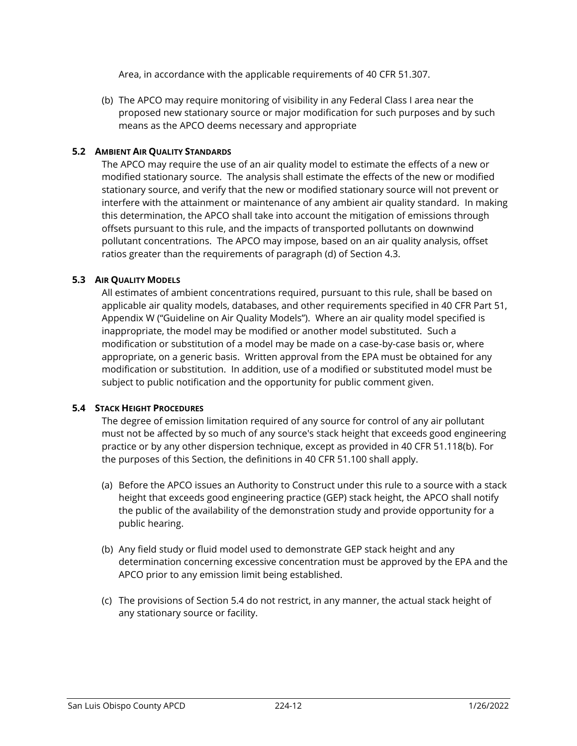Area, in accordance with the applicable requirements of 40 CFR 51.307.

(b) The APCO may require monitoring of visibility in any Federal Class I area near the proposed new stationary source or major modification for such purposes and by such means as the APCO deems necessary and appropriate

### 5.2 AMBIENT AIR QUALITY STANDARDS

The APCO may require the use of an air quality model to estimate the effects of a new or modified stationary source. The analysis shall estimate the effects of the new or modified stationary source, and verify that the new or modified stationary source will not prevent or interfere with the attainment or maintenance of any ambient air quality standard. In making this determination, the APCO shall take into account the mitigation of emissions through offsets pursuant to this rule, and the impacts of transported pollutants on downwind pollutant concentrations. The APCO may impose, based on an air quality analysis, offset ratios greater than the requirements of paragraph (d) of Section 4.3.

### 5.3 AIR QUALITY MODELS

All estimates of ambient concentrations required, pursuant to this rule, shall be based on applicable air quality models, databases, and other requirements specified in 40 CFR Part 51, Appendix W ("Guideline on Air Quality Models"). Where an air quality model specified is inappropriate, the model may be modified or another model substituted. Such a modification or substitution of a model may be made on a case-by-case basis or, where appropriate, on a generic basis. Written approval from the EPA must be obtained for any modification or substitution. In addition, use of a modified or substituted model must be subject to public notification and the opportunity for public comment given.

### 5.4 STACK HEIGHT PROCEDURES

The degree of emission limitation required of any source for control of any air pollutant must not be affected by so much of any source's stack height that exceeds good engineering practice or by any other dispersion technique, except as provided in 40 CFR 51.118(b). For the purposes of this Section, the definitions in 40 CFR 51.100 shall apply.

(a) Before the APCO issues an Authority to Construct under this rule to a source with a stack height that exceeds good engineering practice (GEP) stack height, the APCO shall notify the public of the availability of the demonstration study and provide opportunity for a public hearing.

(b) Any field study or fluid model used to demonstrate GEP stack height and any determination concerning excessive concentration must be approved by the EPA and the APCO prior to any emission limit being established.

(c) The provisions of Section 5.4 do not restrict, in any manner, the actual stack height of any stationary source or facility.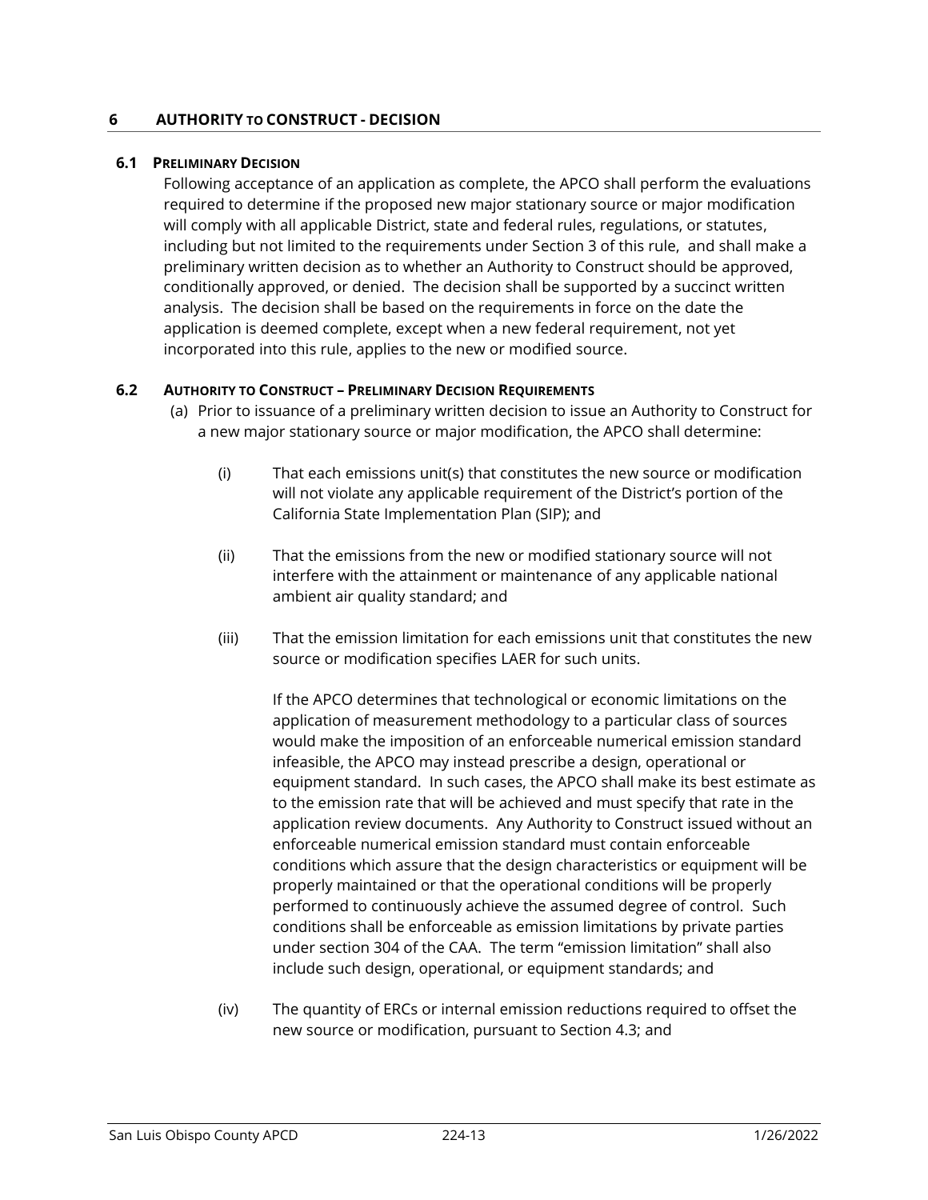## 6 AUTHORITY TO CONSTRUCT - DECISION

### 6.1 PRELIMINARY DECISION

Following acceptance of an application as complete, the APCO shall perform the evaluations required to determine if the proposed new major stationary source or major modification will comply with all applicable District, state and federal rules, regulations, or statutes, including but not limited to the requirements under Section 3 of this rule, and shall make a preliminary written decision as to whether an Authority to Construct should be approved, conditionally approved, or denied. The decision shall be supported by a succinct written analysis. The decision shall be based on the requirements in force on the date the application is deemed complete, except when a new federal requirement, not yet incorporated into this rule, applies to the new or modified source.

### 6.2 AUTHORITY TO CONSTRUCT – PRELIMINARY DECISION REQUIREMENTS

(a) Prior to issuance of a preliminary written decision to issue an Authority to Construct for a new major stationary source or major modification, the APCO shall determine:

(i) That each emissions unit(s) that constitutes the new source or modification will not violate any applicable requirement of the District's portion of the California State Implementation Plan (SIP); and

(ii) That the emissions from the new or modified stationary source will not interfere with the attainment or maintenance of any applicable national ambient air quality standard; and

(iii) That the emission limitation for each emissions unit that constitutes the new source or modification specifies LAER for such units.

If the APCO determines that technological or economic limitations on the application of measurement methodology to a particular class of sources would make the imposition of an enforceable numerical emission standard infeasible, the APCO may instead prescribe a design, operational or equipment standard. In such cases, the APCO shall make its best estimate as to the emission rate that will be achieved and must specify that rate in the application review documents. Any Authority to Construct issued without an enforceable numerical emission standard must contain enforceable conditions which assure that the design characteristics or equipment will be properly maintained or that the operational conditions will be properly performed to continuously achieve the assumed degree of control. Such conditions shall be enforceable as emission limitations by private parties under section 304 of the CAA. The term "emission limitation" shall also include such design, operational, or equipment standards; and

(iv) The quantity of ERCs or internal emission reductions required to offset the new source or modification, pursuant to Section 4.3; and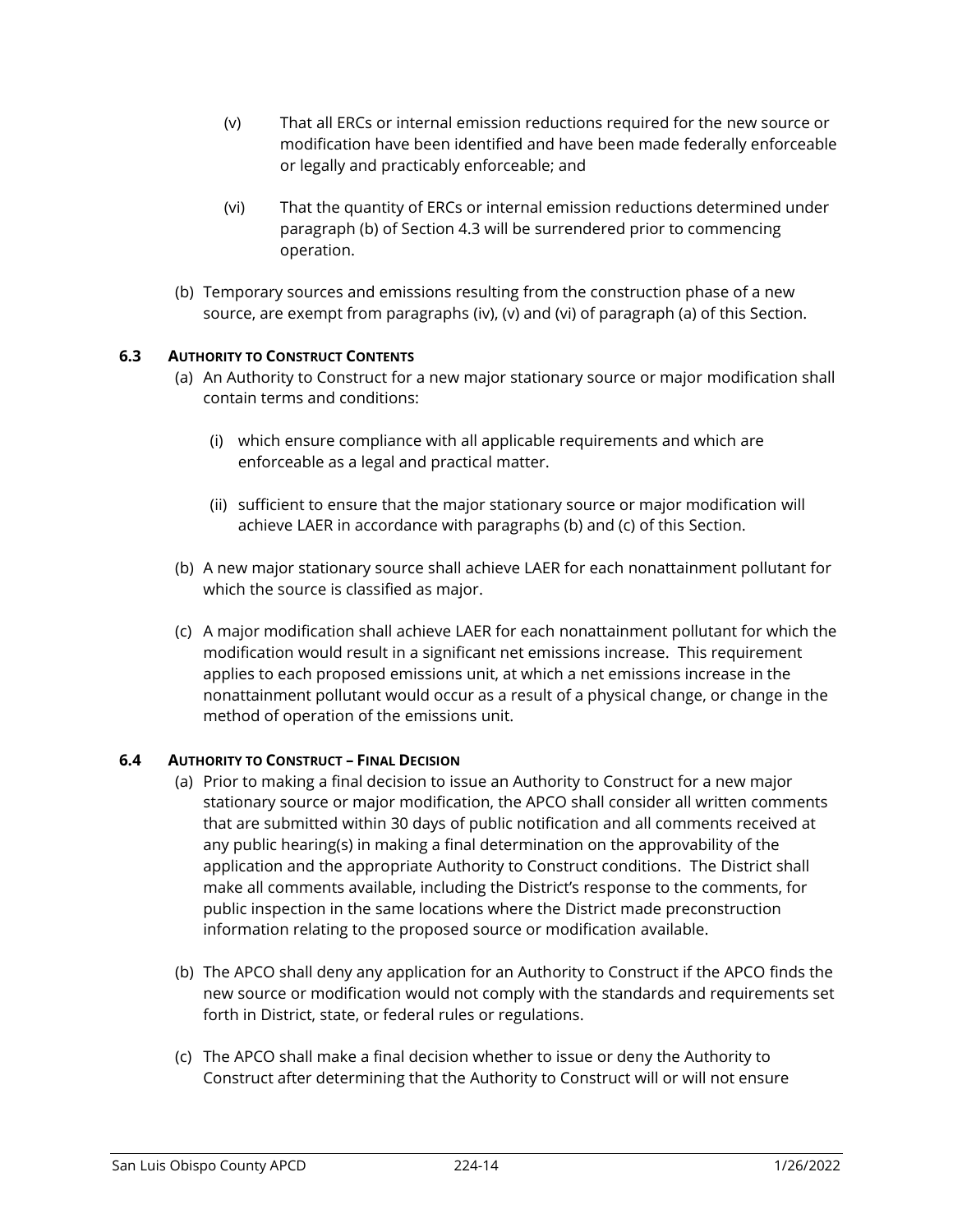(v) That all ERCs or internal emission reductions required for the new source or modification have been identified and have been made federally enforceable or legally and practicably enforceable; and

(vi) That the quantity of ERCs or internal emission reductions determined under paragraph (b) of Section 4.3 will be surrendered prior to commencing operation.

(b) Temporary sources and emissions resulting from the construction phase of a new source, are exempt from paragraphs (iv), (v) and (vi) of paragraph (a) of this Section.

### 6.3 AUTHORITY TO CONSTRUCT CONTENTS

(a) An Authority to Construct for a new major stationary source or major modification shall contain terms and conditions:

(i) which ensure compliance with all applicable requirements and which are enforceable as a legal and practical matter.

(ii) sufficient to ensure that the major stationary source or major modification will achieve LAER in accordance with paragraphs (b) and (c) of this Section.

(b) A new major stationary source shall achieve LAER for each nonattainment pollutant for which the source is classified as major.

(c) A major modification shall achieve LAER for each nonattainment pollutant for which the modification would result in a significant net emissions increase. This requirement applies to each proposed emissions unit, at which a net emissions increase in the nonattainment pollutant would occur as a result of a physical change, or change in the method of operation of the emissions unit.

### 6.4 AUTHORITY TO CONSTRUCT – FINAL DECISION

(a) Prior to making a final decision to issue an Authority to Construct for a new major stationary source or major modification, the APCO shall consider all written comments that are submitted within 30 days of public notification and all comments received at any public hearing(s) in making a final determination on the approvability of the application and the appropriate Authority to Construct conditions. The District shall make all comments available, including the District's response to the comments, for public inspection in the same locations where the District made preconstruction information relating to the proposed source or modification available.

(b) The APCO shall deny any application for an Authority to Construct if the APCO finds the new source or modification would not comply with the standards and requirements set forth in District, state, or federal rules or regulations.

(c) The APCO shall make a final decision whether to issue or deny the Authority to Construct after determining that the Authority to Construct will or will not ensure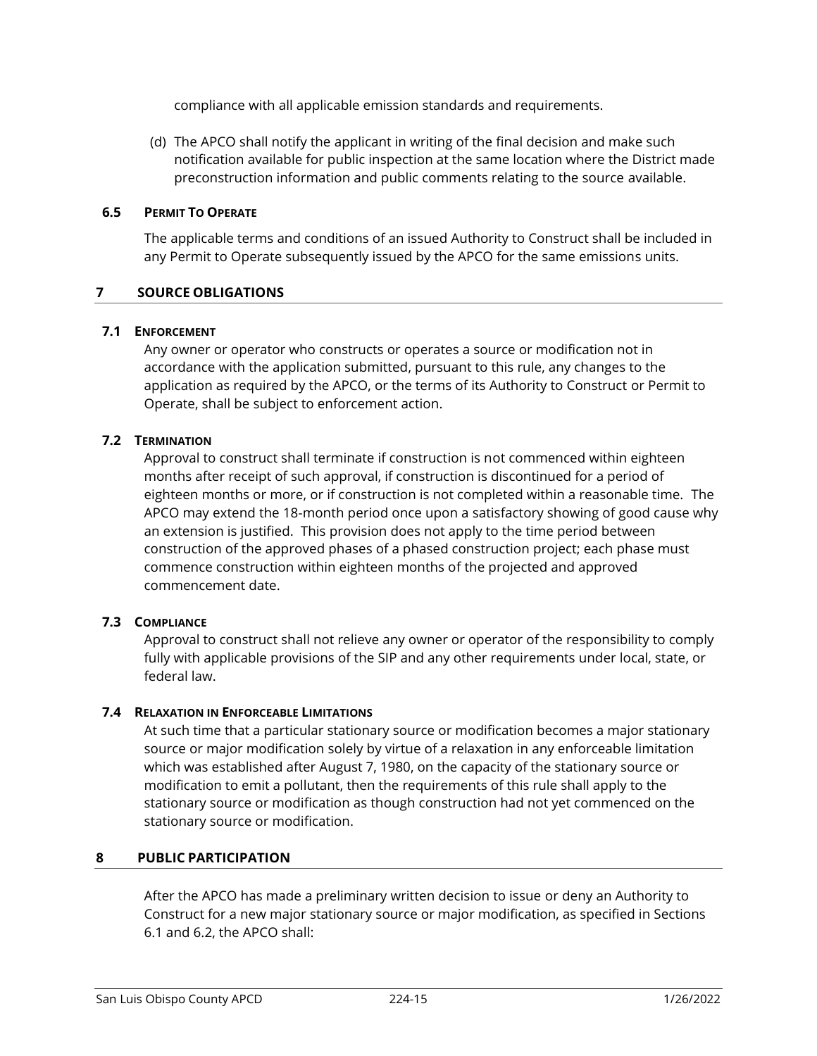compliance with all applicable emission standards and requirements.

(d) The APCO shall notify the applicant in writing of the final decision and make such notification available for public inspection at the same location where the District made preconstruction information and public comments relating to the source available.

### 6.5 PERMIT TO OPERATE

The applicable terms and conditions of an issued Authority to Construct shall be included in any Permit to Operate subsequently issued by the APCO for the same emissions units.

## 7 SOURCE OBLIGATIONS

### 7.1 ENFORCEMENT

Any owner or operator who constructs or operates a source or modification not in accordance with the application submitted, pursuant to this rule, any changes to the application as required by the APCO, or the terms of its Authority to Construct or Permit to Operate, shall be subject to enforcement action.

### 7.2 TERMINATION

Approval to construct shall terminate if construction is not commenced within eighteen months after receipt of such approval, if construction is discontinued for a period of eighteen months or more, or if construction is not completed within a reasonable time. The APCO may extend the 18-month period once upon a satisfactory showing of good cause why an extension is justified. This provision does not apply to the time period between construction of the approved phases of a phased construction project; each phase must commence construction within eighteen months of the projected and approved commencement date.

### 7.3 COMPLIANCE

Approval to construct shall not relieve any owner or operator of the responsibility to comply fully with applicable provisions of the SIP and any other requirements under local, state, or federal law.

### 7.4 RELAXATION IN ENFORCEABLE LIMITATIONS

At such time that a particular stationary source or modification becomes a major stationary source or major modification solely by virtue of a relaxation in any enforceable limitation which was established after August 7, 1980, on the capacity of the stationary source or modification to emit a pollutant, then the requirements of this rule shall apply to the stationary source or modification as though construction had not yet commenced on the stationary source or modification.

## 8 PUBLIC PARTICIPATION

After the APCO has made a preliminary written decision to issue or deny an Authority to Construct for a new major stationary source or major modification, as specified in Sections 6.1 and 6.2, the APCO shall: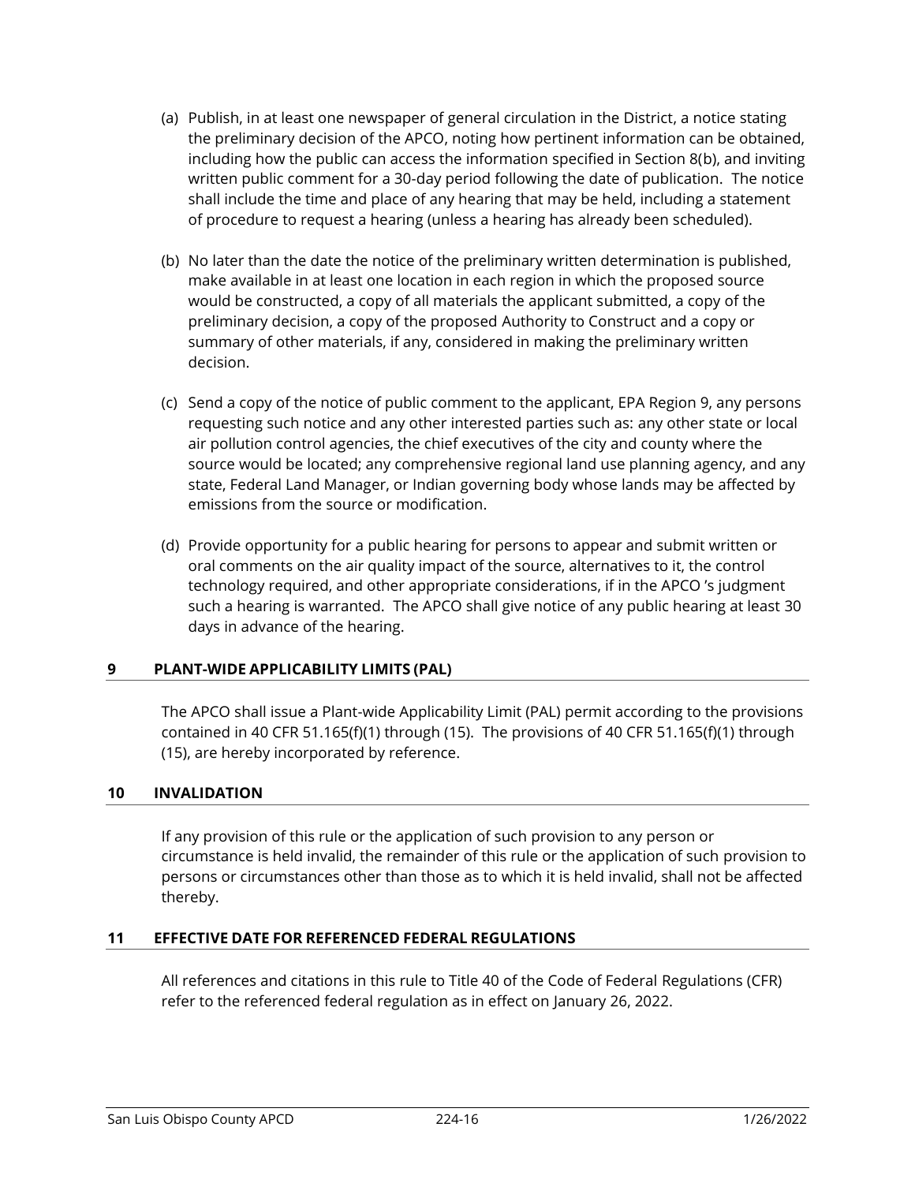(a) Publish, in at least one newspaper of general circulation in the District, a notice stating the preliminary decision of the APCO, noting how pertinent information can be obtained, including how the public can access the information specified in Section 8(b), and inviting written public comment for a 30-day period following the date of publication. The notice shall include the time and place of any hearing that may be held, including a statement of procedure to request a hearing (unless a hearing has already been scheduled).

(b) No later than the date the notice of the preliminary written determination is published, make available in at least one location in each region in which the proposed source would be constructed, a copy of all materials the applicant submitted, a copy of the preliminary decision, a copy of the proposed Authority to Construct and a copy or summary of other materials, if any, considered in making the preliminary written decision.

(c) Send a copy of the notice of public comment to the applicant, EPA Region 9, any persons requesting such notice and any other interested parties such as: any other state or local air pollution control agencies, the chief executives of the city and county where the source would be located; any comprehensive regional land use planning agency, and any state, Federal Land Manager, or Indian governing body whose lands may be affected by emissions from the source or modification.

(d) Provide opportunity for a public hearing for persons to appear and submit written or oral comments on the air quality impact of the source, alternatives to it, the control technology required, and other appropriate considerations, if in the APCO 's judgment such a hearing is warranted. The APCO shall give notice of any public hearing at least 30 days in advance of the hearing.

## 9 PLANT-WIDE APPLICABILITY LIMITS (PAL)

The APCO shall issue a Plant-wide Applicability Limit (PAL) permit according to the provisions contained in 40 CFR 51.165(f)(1) through (15). The provisions of 40 CFR 51.165(f)(1) through (15), are hereby incorporated by reference.

## 10 INVALIDATION

If any provision of this rule or the application of such provision to any person or circumstance is held invalid, the remainder of this rule or the application of such provision to persons or circumstances other than those as to which it is held invalid, shall not be affected thereby.

## 11 EFFECTIVE DATE FOR REFERENCED FEDERAL REGULATIONS

All references and citations in this rule to Title 40 of the Code of Federal Regulations (CFR) refer to the referenced federal regulation as in effect on January 26, 2022.